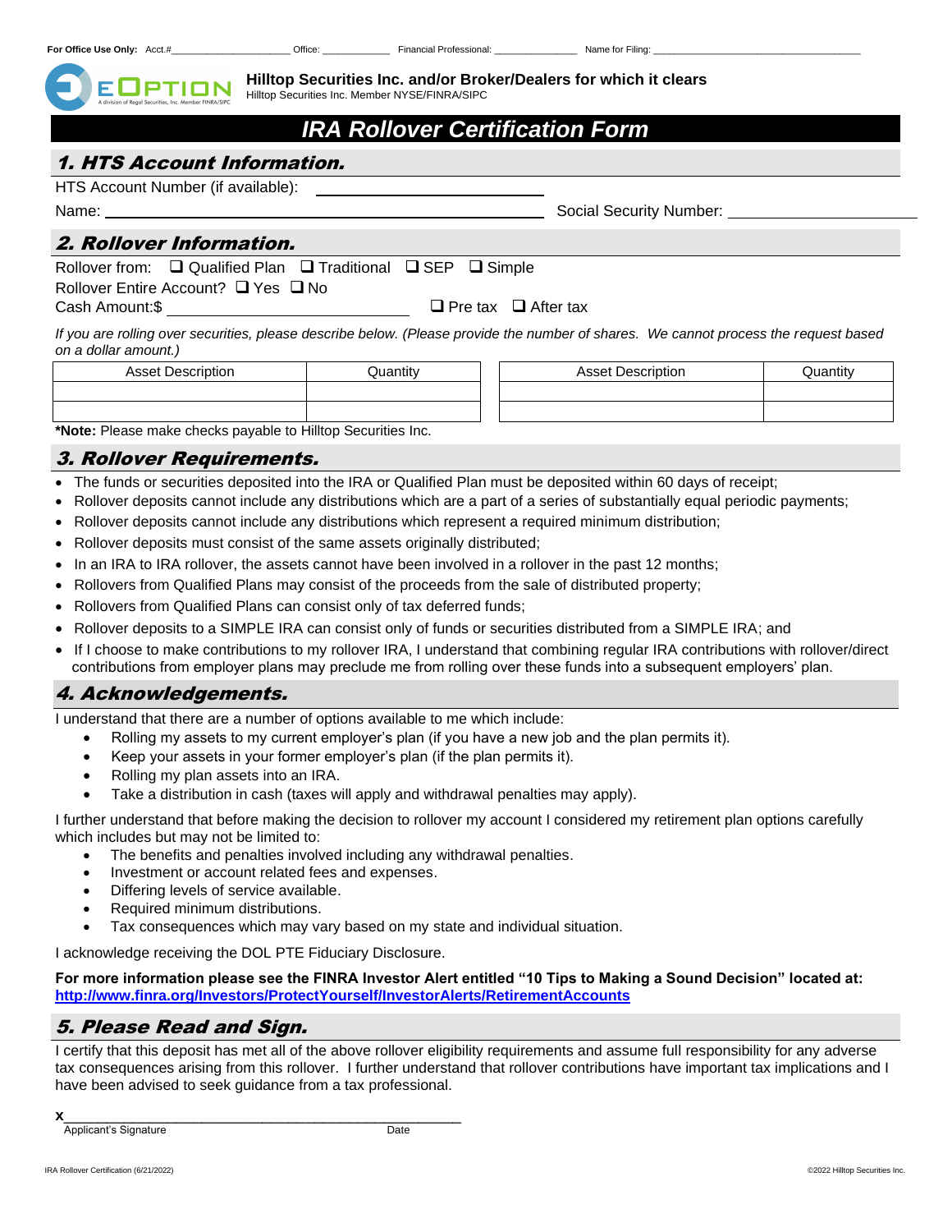For Office Use Only: Acct.#____________________ Office: ____________ Financial Professional: ______________ Name for Filing: ____________________________________

EOPTION — A division of Regal Securities, Inc. Member FINRA/SIPC

**Hilltop Securities Inc. and/or Broker/Dealers for which it clears**
Hilltop Securities Inc. Member NYSE/FINRA/SIPC

# IRA Rollover Certification Form

## 1. HTS Account Information.

HTS Account Number (if available): ______________________________

Name: ______________________________________________ Social Security Number: ______________________

## 2. Rollover Information.

Rollover from: ❑ Qualified Plan ❑ Traditional ❑ SEP ❑ Simple

Rollover Entire Account? ❑ Yes ❑ No

Cash Amount:$ ____________________________ ❑ Pre tax ❑ After tax

*If you are rolling over securities, please describe below. (Please provide the number of shares. We cannot process the request based on a dollar amount.)*

| Asset Description | Quantity | Asset Description | Quantity |
|---|---|---|---|
| | | | |
| | | | |

***Note:** Please make checks payable to Hilltop Securities Inc.

## 3. Rollover Requirements.

- The funds or securities deposited into the IRA or Qualified Plan must be deposited within 60 days of receipt;
- Rollover deposits cannot include any distributions which are a part of a series of substantially equal periodic payments;
- Rollover deposits cannot include any distributions which represent a required minimum distribution;
- Rollover deposits must consist of the same assets originally distributed;
- In an IRA to IRA rollover, the assets cannot have been involved in a rollover in the past 12 months;
- Rollovers from Qualified Plans may consist of the proceeds from the sale of distributed property;
- Rollovers from Qualified Plans can consist only of tax deferred funds;
- Rollover deposits to a SIMPLE IRA can consist only of funds or securities distributed from a SIMPLE IRA; and
- If I choose to make contributions to my rollover IRA, I understand that combining regular IRA contributions with rollover/direct contributions from employer plans may preclude me from rolling over these funds into a subsequent employers' plan.

## 4. Acknowledgements.

I understand that there are a number of options available to me which include:

- Rolling my assets to my current employer's plan (if you have a new job and the plan permits it).
- Keep your assets in your former employer's plan (if the plan permits it).
- Rolling my plan assets into an IRA.
- Take a distribution in cash (taxes will apply and withdrawal penalties may apply).

I further understand that before making the decision to rollover my account I considered my retirement plan options carefully which includes but may not be limited to:

- The benefits and penalties involved including any withdrawal penalties.
- Investment or account related fees and expenses.
- Differing levels of service available.
- Required minimum distributions.
- Tax consequences which may vary based on my state and individual situation.

I acknowledge receiving the DOL PTE Fiduciary Disclosure.

**For more information please see the FINRA Investor Alert entitled "10 Tips to Making a Sound Decision" located at: http://www.finra.org/Investors/ProtectYourself/InvestorAlerts/RetirementAccounts**

## 5. Please Read and Sign.

I certify that this deposit has met all of the above rollover eligibility requirements and assume full responsibility for any adverse tax consequences arising from this rollover. I further understand that rollover contributions have important tax implications and I have been advised to seek guidance from a tax professional.

x___________________________________________________
Applicant's Signature Date

IRA Rollover Certification (6/21/2022) ©2022 Hilltop Securities Inc.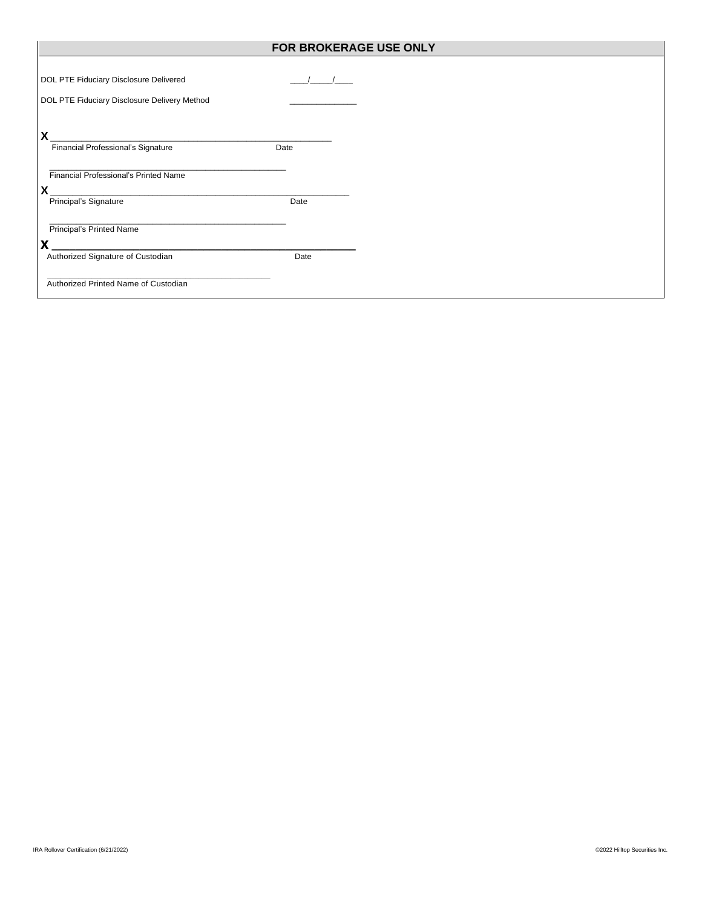## FOR BROKERAGE USE ONLY

DOL PTE Fiduciary Disclosure Delivered ____/_____/____

DOL PTE Fiduciary Disclosure Delivery Method ______________

**X** ________________________________________________________

Financial Professional's Signature Date

________________________________________________

Financial Professional's Printed Name

**X** ________________________________________________________

Principal's Signature Date

________________________________________________

Principal's Printed Name

**X** ________________________________________________________

Authorized Signature of Custodian Date

________________________________________________

Authorized Printed Name of Custodian

IRA Rollover Certification (6/21/2022)

©2022 Hilltop Securities Inc.